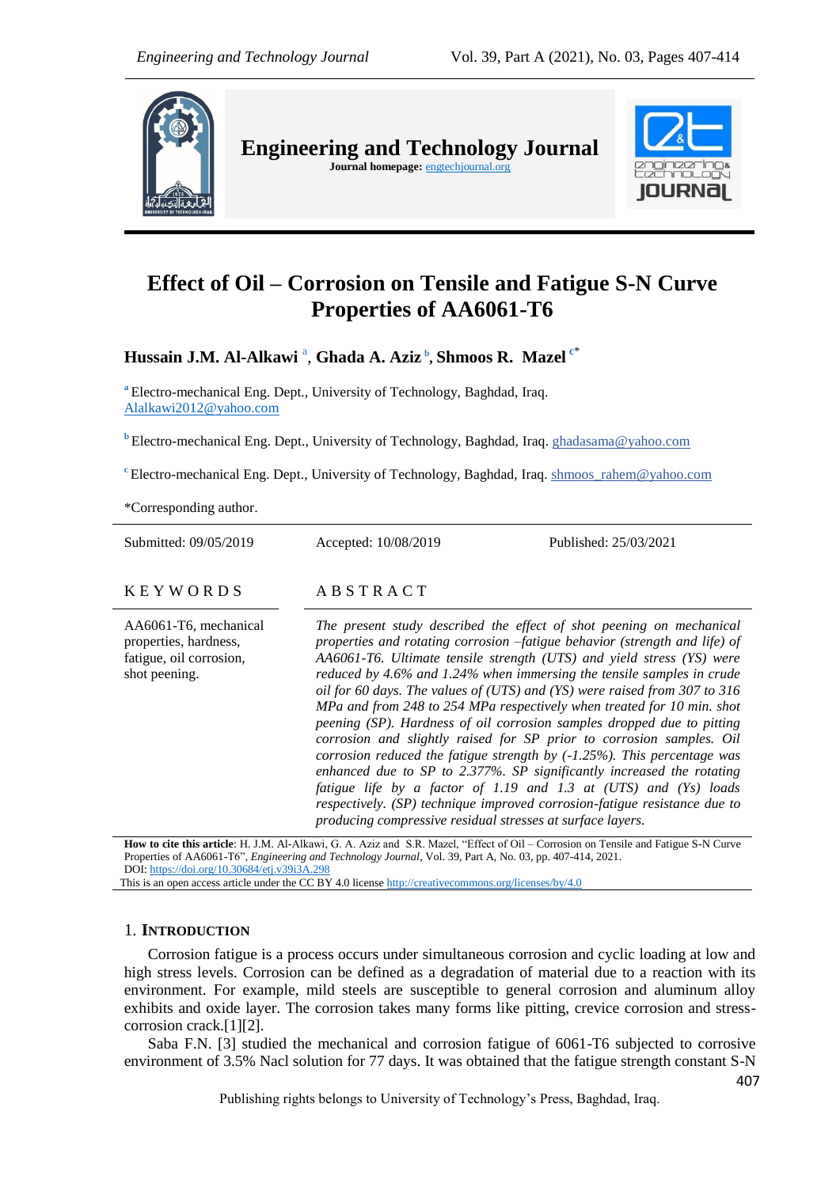# Effect of Oil – Corrosion on Tensile and Fatigue S-N Curve Properties of AA6061-T6

**Hussain J.M. Al-Alkawi** [a], **Ghada A. Aziz** [b], **Shmoos R. Mazel** [c*]

[a] Electro-mechanical Eng. Dept., University of Technology, Baghdad, Iraq. Alalkawi2012@yahoo.com

[b] Electro-mechanical Eng. Dept., University of Technology, Baghdad, Iraq. ghadasama@yahoo.com

[c] Electro-mechanical Eng. Dept., University of Technology, Baghdad, Iraq. shmoos_rahem@yahoo.com

*Corresponding author.

Submitted: 09/05/2019 Accepted: 10/08/2019 Published: 25/03/2021

## KEYWORDS

AA6061-T6, mechanical properties, hardness, fatigue, oil corrosion, shot peening.

## ABSTRACT

*The present study described the effect of shot peening on mechanical properties and rotating corrosion –fatigue behavior (strength and life) of AA6061-T6. Ultimate tensile strength (UTS) and yield stress (YS) were reduced by 4.6% and 1.24% when immersing the tensile samples in crude oil for 60 days. The values of (UTS) and (YS) were raised from 307 to 316 MPa and from 248 to 254 MPa respectively when treated for 10 min. shot peening (SP). Hardness of oil corrosion samples dropped due to pitting corrosion and slightly raised for SP prior to corrosion samples. Oil corrosion reduced the fatigue strength by (-1.25%). This percentage was enhanced due to SP to 2.377%. SP significantly increased the rotating fatigue life by a factor of 1.19 and 1.3 at (UTS) and (Ys) loads respectively. (SP) technique improved corrosion-fatigue resistance due to producing compressive residual stresses at surface layers.*

**How to cite this article**: H. J.M. Al-Alkawi, G. A. Aziz and S.R. Mazel, "Effect of Oil – Corrosion on Tensile and Fatigue S-N Curve Properties of AA6061-T6", *Engineering and Technology Journal*, Vol. 39, Part A, No. 03, pp. 407-414, 2021.
DOI: https://doi.org/10.30684/etj.v39i3A.298
This is an open access article under the CC BY 4.0 license http://creativecommons.org/licenses/by/4.0

## 1. Introduction

Corrosion fatigue is a process occurs under simultaneous corrosion and cyclic loading at low and high stress levels. Corrosion can be defined as a degradation of material due to a reaction with its environment. For example, mild steels are susceptible to general corrosion and aluminum alloy exhibits and oxide layer. The corrosion takes many forms like pitting, crevice corrosion and stress-corrosion crack.[1][2].

Saba F.N. [3] studied the mechanical and corrosion fatigue of 6061-T6 subjected to corrosive environment of 3.5% Nacl solution for 77 days. It was obtained that the fatigue strength constant S-N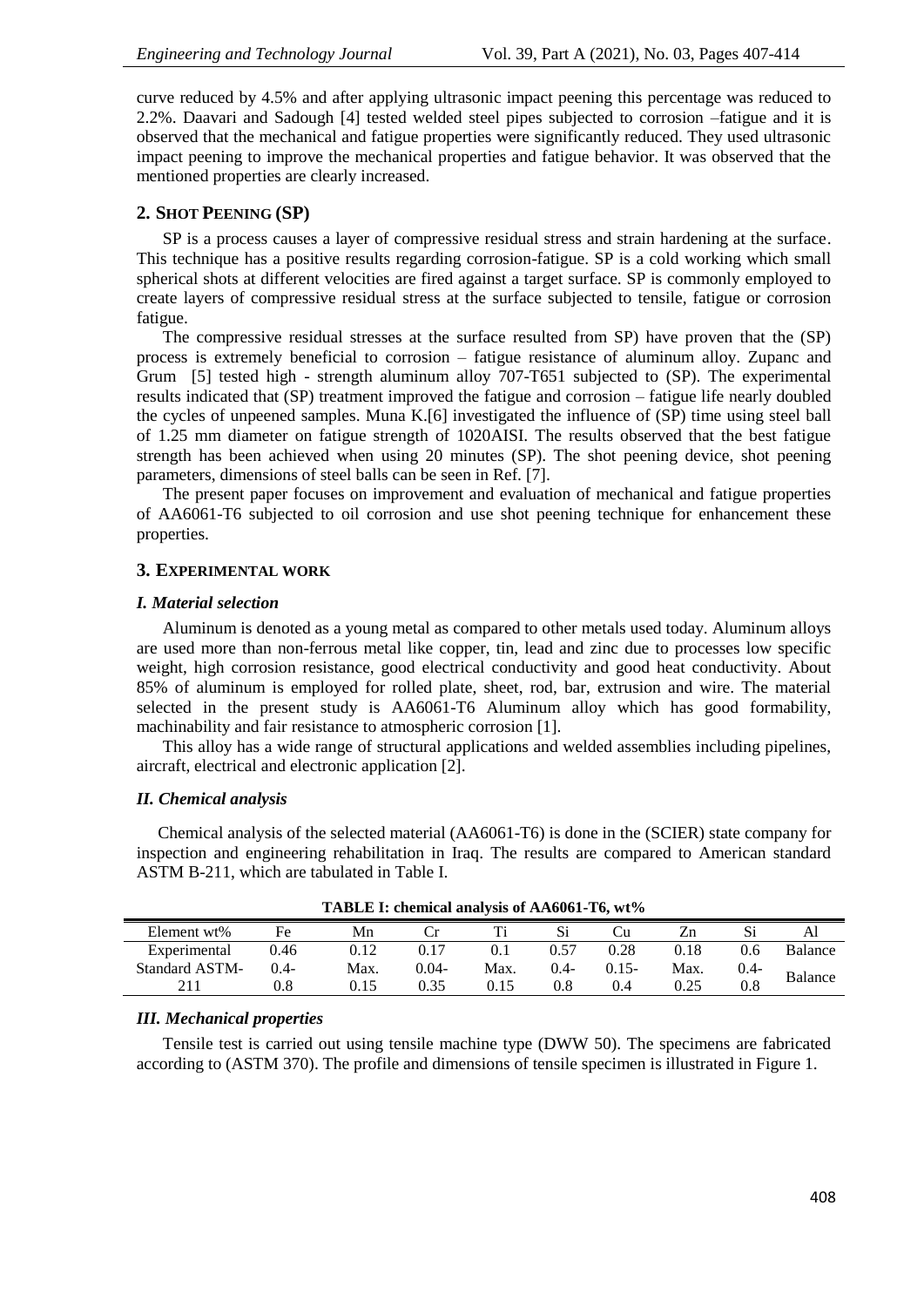curve reduced by 4.5% and after applying ultrasonic impact peening this percentage was reduced to 2.2%. Daavari and Sadough [4] tested welded steel pipes subjected to corrosion –fatigue and it is observed that the mechanical and fatigue properties were significantly reduced. They used ultrasonic impact peening to improve the mechanical properties and fatigue behavior. It was observed that the mentioned properties are clearly increased.

## 2. Shot Peening (SP)

SP is a process causes a layer of compressive residual stress and strain hardening at the surface. This technique has a positive results regarding corrosion-fatigue. SP is a cold working which small spherical shots at different velocities are fired against a target surface. SP is commonly employed to create layers of compressive residual stress at the surface subjected to tensile, fatigue or corrosion fatigue.

The compressive residual stresses at the surface resulted from SP) have proven that the (SP) process is extremely beneficial to corrosion – fatigue resistance of aluminum alloy. Zupanc and Grum [5] tested high - strength aluminum alloy 707-T651 subjected to (SP). The experimental results indicated that (SP) treatment improved the fatigue and corrosion – fatigue life nearly doubled the cycles of unpeened samples. Muna K.[6] investigated the influence of (SP) time using steel ball of 1.25 mm diameter on fatigue strength of 1020AISI. The results observed that the best fatigue strength has been achieved when using 20 minutes (SP). The shot peening device, shot peening parameters, dimensions of steel balls can be seen in Ref. [7].

The present paper focuses on improvement and evaluation of mechanical and fatigue properties of AA6061-T6 subjected to oil corrosion and use shot peening technique for enhancement these properties.

## 3. Experimental work

### *I. Material selection*

Aluminum is denoted as a young metal as compared to other metals used today. Aluminum alloys are used more than non-ferrous metal like copper, tin, lead and zinc due to processes low specific weight, high corrosion resistance, good electrical conductivity and good heat conductivity. About 85% of aluminum is employed for rolled plate, sheet, rod, bar, extrusion and wire. The material selected in the present study is AA6061-T6 Aluminum alloy which has good formability, machinability and fair resistance to atmospheric corrosion [1].

This alloy has a wide range of structural applications and welded assemblies including pipelines, aircraft, electrical and electronic application [2].

### *II. Chemical analysis*

Chemical analysis of the selected material (AA6061-T6) is done in the (SCIER) state company for inspection and engineering rehabilitation in Iraq. The results are compared to American standard ASTM B-211, which are tabulated in Table I.

**TABLE I: chemical analysis of AA6061-T6, wt%**

| Element wt% | Fe | Mn | Cr | Ti | Si | Cu | Zn | Si | Al |
|---|---|---|---|---|---|---|---|---|---|
| Experimental | 0.46 | 0.12 | 0.17 | 0.1 | 0.57 | 0.28 | 0.18 | 0.6 | Balance |
| Standard ASTM-211 | 0.4-0.8 | Max. 0.15 | 0.04-0.35 | Max. 0.15 | 0.4-0.8 | 0.15-0.4 | Max. 0.25 | 0.4-0.8 | Balance |

### *III. Mechanical properties*

Tensile test is carried out using tensile machine type (DWW 50). The specimens are fabricated according to (ASTM 370). The profile and dimensions of tensile specimen is illustrated in Figure 1.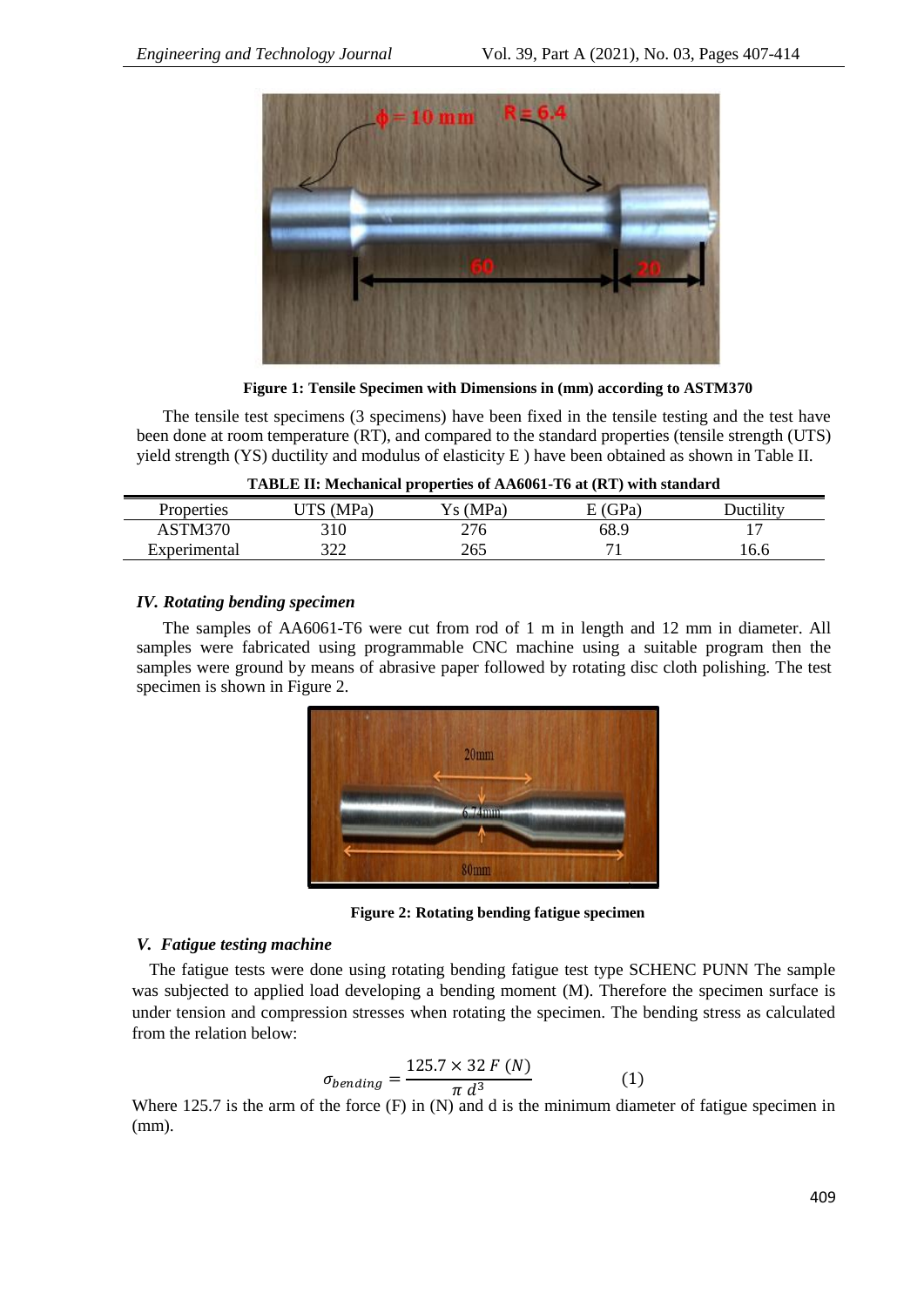Figure 1: Tensile Specimen with Dimensions in (mm) according to ASTM370

The tensile test specimens (3 specimens) have been fixed in the tensile testing and the test have been done at room temperature (RT), and compared to the standard properties (tensile strength (UTS) yield strength (YS) ductility and modulus of elasticity E ) have been obtained as shown in Table II.

**TABLE II: Mechanical properties of AA6061-T6 at (RT) with standard**

| Properties | UTS (MPa) | Ys (MPa) | E (GPa) | Ductility |
|---|---|---|---|---|
| ASTM370 | 310 | 276 | 68.9 | 17 |
| Experimental | 322 | 265 | 71 | 16.6 |

### *IV. Rotating bending specimen*

The samples of AA6061-T6 were cut from rod of 1 m in length and 12 mm in diameter. All samples were fabricated using programmable CNC machine using a suitable program then the samples were ground by means of abrasive paper followed by rotating disc cloth polishing. The test specimen is shown in Figure 2.

**Figure 2: Rotating bending fatigue specimen**

### *V. Fatigue testing machine*

The fatigue tests were done using rotating bending fatigue test type SCHENC PUNN The sample was subjected to applied load developing a bending moment (M). Therefore the specimen surface is under tension and compression stresses when rotating the specimen. The bending stress as calculated from the relation below:

$$\sigma_{bending} = \frac{125.7 \times 32\, F\ (N)}{\pi\, d^3} \qquad (1)$$

Where 125.7 is the arm of the force (F) in (N) and d is the minimum diameter of fatigue specimen in (mm).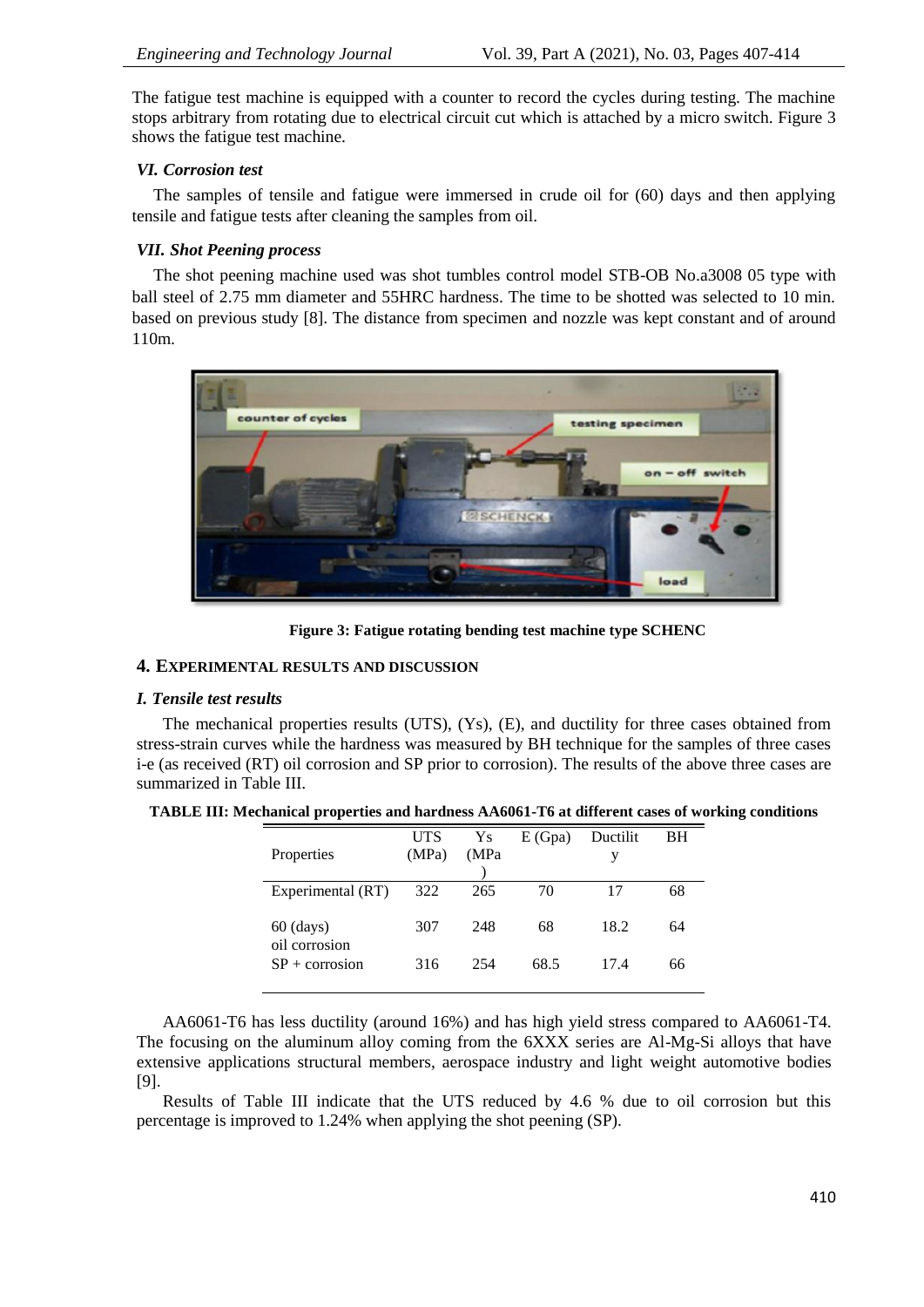The fatigue test machine is equipped with a counter to record the cycles during testing. The machine stops arbitrary from rotating due to electrical circuit cut which is attached by a micro switch. Figure 3 shows the fatigue test machine.

### *VI. Corrosion test*

The samples of tensile and fatigue were immersed in crude oil for (60) days and then applying tensile and fatigue tests after cleaning the samples from oil.

### *VII. Shot Peening process*

The shot peening machine used was shot tumbles control model STB-OB No.a3008 05 type with ball steel of 2.75 mm diameter and 55HRC hardness. The time to be shotted was selected to 10 min. based on previous study [8]. The distance from specimen and nozzle was kept constant and of around 110m.

**Figure 3: Fatigue rotating bending test machine type SCHENC**

## 4. EXPERIMENTAL RESULTS AND DISCUSSION

### *I. Tensile test results*

The mechanical properties results (UTS), (Ys), (E), and ductility for three cases obtained from stress-strain curves while the hardness was measured by BH technique for the samples of three cases i-e (as received (RT) oil corrosion and SP prior to corrosion). The results of the above three cases are summarized in Table III.

**TABLE III: Mechanical properties and hardness AA6061-T6 at different cases of working conditions**

| Properties | UTS (MPa) | Ys (MPa) | E (Gpa) | Ductility | BH |
|---|---|---|---|---|---|
| Experimental (RT) | 322 | 265 | 70 | 17 | 68 |
| 60 (days) oil corrosion | 307 | 248 | 68 | 18.2 | 64 |
| SP + corrosion | 316 | 254 | 68.5 | 17.4 | 66 |

AA6061-T6 has less ductility (around 16%) and has high yield stress compared to AA6061-T4. The focusing on the aluminum alloy coming from the 6XXX series are Al-Mg-Si alloys that have extensive applications structural members, aerospace industry and light weight automotive bodies [9].

Results of Table III indicate that the UTS reduced by 4.6 % due to oil corrosion but this percentage is improved to 1.24% when applying the shot peening (SP).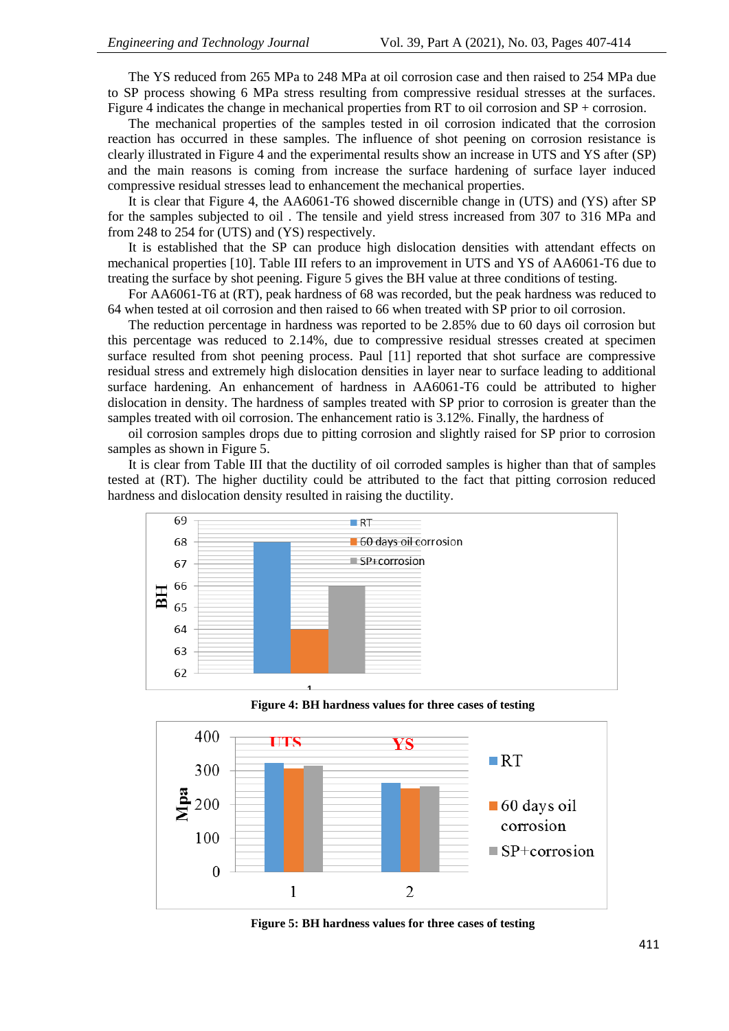The YS reduced from 265 MPa to 248 MPa at oil corrosion case and then raised to 254 MPa due to SP process showing 6 MPa stress resulting from compressive residual stresses at the surfaces. Figure 4 indicates the change in mechanical properties from RT to oil corrosion and SP + corrosion.

The mechanical properties of the samples tested in oil corrosion indicated that the corrosion reaction has occurred in these samples. The influence of shot peening on corrosion resistance is clearly illustrated in Figure 4 and the experimental results show an increase in UTS and YS after (SP) and the main reasons is coming from increase the surface hardening of surface layer induced compressive residual stresses lead to enhancement the mechanical properties.

It is clear that Figure 4, the AA6061-T6 showed discernible change in (UTS) and (YS) after SP for the samples subjected to oil . The tensile and yield stress increased from 307 to 316 MPa and from 248 to 254 for (UTS) and (YS) respectively.

It is established that the SP can produce high dislocation densities with attendant effects on mechanical properties [10]. Table III refers to an improvement in UTS and YS of AA6061-T6 due to treating the surface by shot peening. Figure 5 gives the BH value at three conditions of testing.

For AA6061-T6 at (RT), peak hardness of 68 was recorded, but the peak hardness was reduced to 64 when tested at oil corrosion and then raised to 66 when treated with SP prior to oil corrosion.

The reduction percentage in hardness was reported to be 2.85% due to 60 days oil corrosion but this percentage was reduced to 2.14%, due to compressive residual stresses created at specimen surface resulted from shot peening process. Paul [11] reported that shot surface are compressive residual stress and extremely high dislocation densities in layer near to surface leading to additional surface hardening. An enhancement of hardness in AA6061-T6 could be attributed to higher dislocation in density. The hardness of samples treated with SP prior to corrosion is greater than the samples treated with oil corrosion. The enhancement ratio is 3.12%. Finally, the hardness of

oil corrosion samples drops due to pitting corrosion and slightly raised for SP prior to corrosion samples as shown in Figure 5.

It is clear from Table III that the ductility of oil corroded samples is higher than that of samples tested at (RT). The higher ductility could be attributed to the fact that pitting corrosion reduced hardness and dislocation density resulted in raising the ductility.

**Figure 4: BH hardness values for three cases of testing**

**Figure 5: BH hardness values for three cases of testing**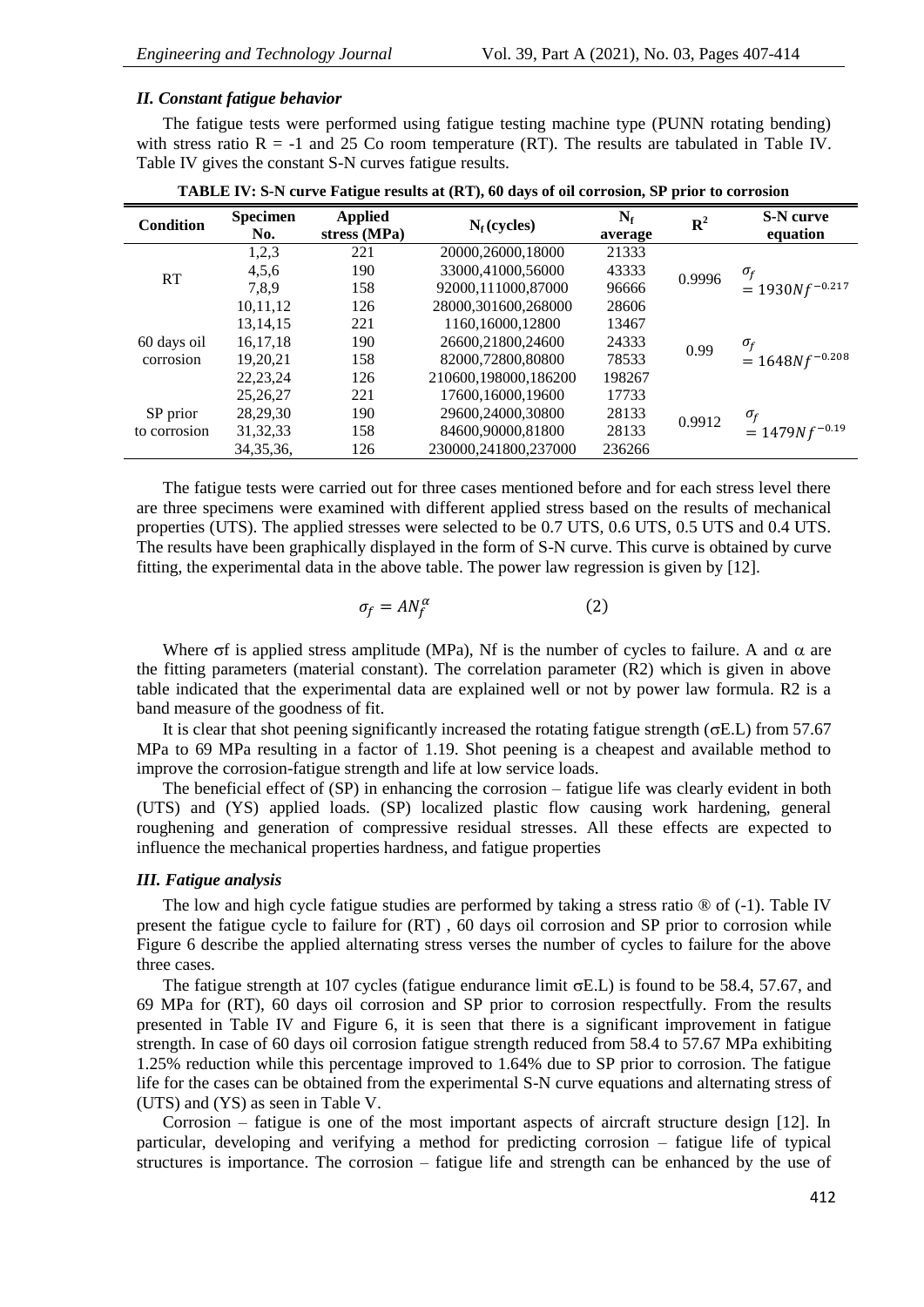### *II. Constant fatigue behavior*

The fatigue tests were performed using fatigue testing machine type (PUNN rotating bending) with stress ratio R = -1 and 25 Co room temperature (RT). The results are tabulated in Table IV. Table IV gives the constant S-N curves fatigue results.

**TABLE IV: S-N curve Fatigue results at (RT), 60 days of oil corrosion, SP prior to corrosion**

| Condition | Specimen No. | Applied stress (MPa) | $N_f$ (cycles) | $N_f$ average | $R^2$ | S-N curve equation |
|---|---|---|---|---|---|---|
| RT | 1,2,3 | 221 | 20000,26000,18000 | 21333 | 0.9996 | $\sigma_f = 1930Nf^{-0.217}$ |
| | 4,5,6 | 190 | 33000,41000,56000 | 43333 | | |
| | 7,8,9 | 158 | 92000,111000,87000 | 96666 | | |
| | 10,11,12 | 126 | 28000,301600,268000 | 28606 | | |
| 60 days oil corrosion | 13,14,15 | 221 | 1160,16000,12800 | 13467 | 0.99 | $\sigma_f = 1648Nf^{-0.208}$ |
| | 16,17,18 | 190 | 26600,21800,24600 | 24333 | | |
| | 19,20,21 | 158 | 82000,72800,80800 | 78533 | | |
| | 22,23,24 | 126 | 210600,198000,186200 | 198267 | | |
| SP prior to corrosion | 25,26,27 | 221 | 17600,16000,19600 | 17733 | 0.9912 | $\sigma_f = 1479Nf^{-0.19}$ |
| | 28,29,30 | 190 | 29600,24000,30800 | 28133 | | |
| | 31,32,33 | 158 | 84600,90000,81800 | 28133 | | |
| | 34,35,36, | 126 | 230000,241800,237000 | 236266 | | |

The fatigue tests were carried out for three cases mentioned before and for each stress level there are three specimens were examined with different applied stress based on the results of mechanical properties (UTS). The applied stresses were selected to be 0.7 UTS, 0.6 UTS, 0.5 UTS and 0.4 UTS. The results have been graphically displayed in the form of S-N curve. This curve is obtained by curve fitting, the experimental data in the above table. The power law regression is given by [12].

$$\sigma_f = AN_f^{\alpha} \qquad (2)$$

Where σf is applied stress amplitude (MPa), Nf is the number of cycles to failure. A and $\alpha$ are the fitting parameters (material constant). The correlation parameter (R2) which is given in above table indicated that the experimental data are explained well or not by power law formula. R2 is a band measure of the goodness of fit.

It is clear that shot peening significantly increased the rotating fatigue strength (σE.L) from 57.67 MPa to 69 MPa resulting in a factor of 1.19. Shot peening is a cheapest and available method to improve the corrosion-fatigue strength and life at low service loads.

The beneficial effect of (SP) in enhancing the corrosion – fatigue life was clearly evident in both (UTS) and (YS) applied loads. (SP) localized plastic flow causing work hardening, general roughening and generation of compressive residual stresses. All these effects are expected to influence the mechanical properties hardness, and fatigue properties

### *III. Fatigue analysis*

The low and high cycle fatigue studies are performed by taking a stress ratio ® of (-1). Table IV present the fatigue cycle to failure for (RT) , 60 days oil corrosion and SP prior to corrosion while Figure 6 describe the applied alternating stress verses the number of cycles to failure for the above three cases.

The fatigue strength at 107 cycles (fatigue endurance limit σE.L) is found to be 58.4, 57.67, and 69 MPa for (RT), 60 days oil corrosion and SP prior to corrosion respectfully. From the results presented in Table IV and Figure 6, it is seen that there is a significant improvement in fatigue strength. In case of 60 days oil corrosion fatigue strength reduced from 58.4 to 57.67 MPa exhibiting 1.25% reduction while this percentage improved to 1.64% due to SP prior to corrosion. The fatigue life for the cases can be obtained from the experimental S-N curve equations and alternating stress of (UTS) and (YS) as seen in Table V.

Corrosion – fatigue is one of the most important aspects of aircraft structure design [12]. In particular, developing and verifying a method for predicting corrosion – fatigue life of typical structures is importance. The corrosion – fatigue life and strength can be enhanced by the use of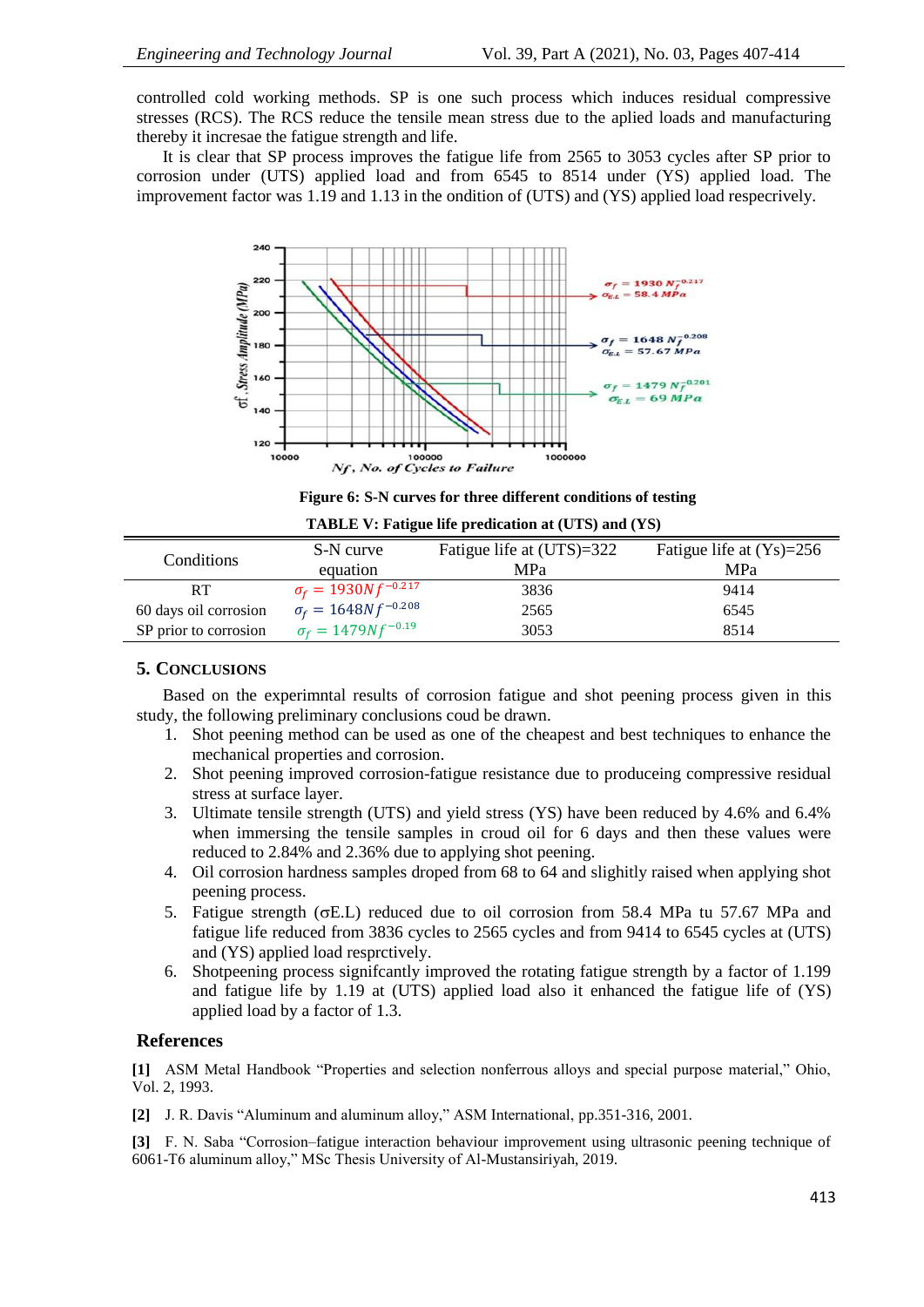controlled cold working methods. SP is one such process which induces residual compressive stresses (RCS). The RCS reduce the tensile mean stress due to the aplied loads and manufacturing thereby it increasae the fatigue strength and life.

It is clear that SP process improves the fatigue life from 2565 to 3053 cycles after SP prior to corrosion under (UTS) applied load and from 6545 to 8514 under (YS) applied load. The improvement factor was 1.19 and 1.13 in the ondition of (UTS) and (YS) applied load respecrively.

**Figure 6: S-N curves for three different conditions of testing**

**TABLE V: Fatigue life predication at (UTS) and (YS)**

| Conditions | S-N curve equation | Fatigue life at (UTS)=322 MPa | Fatigue life at (Ys)=256 MPa |
|---|---|---|---|
| RT | $\sigma_f = 1930Nf^{-0.217}$ | 3836 | 9414 |
| 60 days oil corrosion | $\sigma_f = 1648Nf^{-0.208}$ | 2565 | 6545 |
| SP prior to corrosion | $\sigma_f = 1479Nf^{-0.19}$ | 3053 | 8514 |

## 5. Conclusions

Based on the experimntal results of corrosion fatigue and shot peening process given in this study, the following preliminary conclusions coud be drawn.

1. Shot peening method can be used as one of the cheapest and best techniques to enhance the mechanical properties and corrosion.
2. Shot peening improved corrosion-fatigue resistance due to produceing compressive residual stress at surface layer.
3. Ultimate tensile strength (UTS) and yield stress (YS) have been reduced by 4.6% and 6.4% when immersing the tensile samples in croud oil for 6 days and then these values were reduced to 2.84% and 2.36% due to applying shot peening.
4. Oil corrosion hardness samples droped from 68 to 64 and slighitly raised when applying shot peening process.
5. Fatigue strength (σE.L) reduced due to oil corrosion from 58.4 MPa tu 57.67 MPa and fatigue life reduced from 3836 cycles to 2565 cycles and from 9414 to 6545 cycles at (UTS) and (YS) applied load resprctively.
6. Shotpeening process signifcantly improved the rotating fatigue strength by a factor of 1.199 and fatigue life by 1.19 at (UTS) applied load also it enhanced the fatigue life of (YS) applied load by a factor of 1.3.

## References

**[1]** ASM Metal Handbook “Properties and selection nonferrous alloys and special purpose material,” Ohio, Vol. 2, 1993.

**[2]** J. R. Davis “Aluminum and aluminum alloy,” ASM International, pp.351-316, 2001.

**[3]** F. N. Saba “Corrosion–fatigue interaction behaviour improvement using ultrasonic peening technique of 6061-T6 aluminum alloy,” MSc Thesis University of Al-Mustansiriyah, 2019.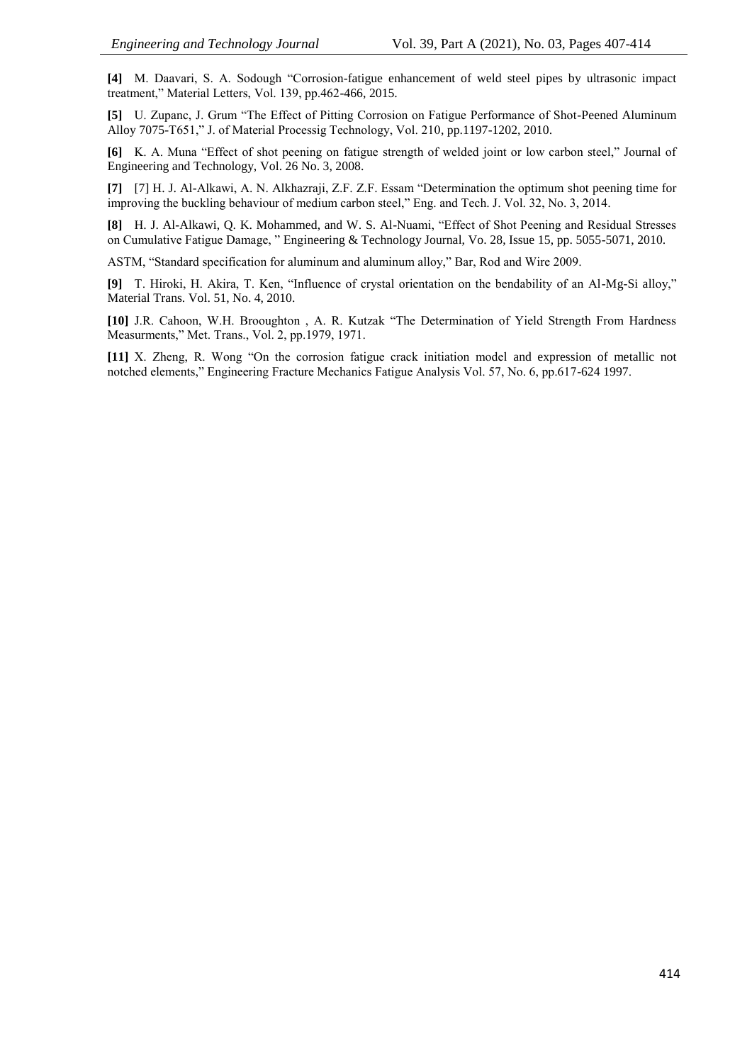**[4]** M. Daavari, S. A. Sodough "Corrosion-fatigue enhancement of weld steel pipes by ultrasonic impact treatment," Material Letters, Vol. 139, pp.462-466, 2015.

**[5]** U. Zupanc, J. Grum "The Effect of Pitting Corrosion on Fatigue Performance of Shot-Peened Aluminum Alloy 7075-T651," J. of Material Processig Technology, Vol. 210, pp.1197-1202, 2010.

**[6]** K. A. Muna "Effect of shot peening on fatigue strength of welded joint or low carbon steel," Journal of Engineering and Technology, Vol. 26 No. 3, 2008.

**[7]** [7] H. J. Al-Alkawi, A. N. Alkhazraji, Z.F. Z.F. Essam "Determination the optimum shot peening time for improving the buckling behaviour of medium carbon steel," Eng. and Tech. J. Vol. 32, No. 3, 2014.

**[8]** H. J. Al-Alkawi, Q. K. Mohammed, and W. S. Al-Nuami, "Effect of Shot Peening and Residual Stresses on Cumulative Fatigue Damage, " Engineering & Technology Journal, Vo. 28, Issue 15, pp. 5055-5071, 2010.

ASTM, "Standard specification for aluminum and aluminum alloy," Bar, Rod and Wire 2009.

**[9]** T. Hiroki, H. Akira, T. Ken, "Influence of crystal orientation on the bendability of an Al-Mg-Si alloy," Material Trans. Vol. 51, No. 4, 2010.

**[10]** J.R. Cahoon, W.H. Brooughton , A. R. Kutzak "The Determination of Yield Strength From Hardness Measurments," Met. Trans., Vol. 2, pp.1979, 1971.

**[11]** X. Zheng, R. Wong "On the corrosion fatigue crack initiation model and expression of metallic not notched elements," Engineering Fracture Mechanics Fatigue Analysis Vol. 57, No. 6, pp.617-624 1997.